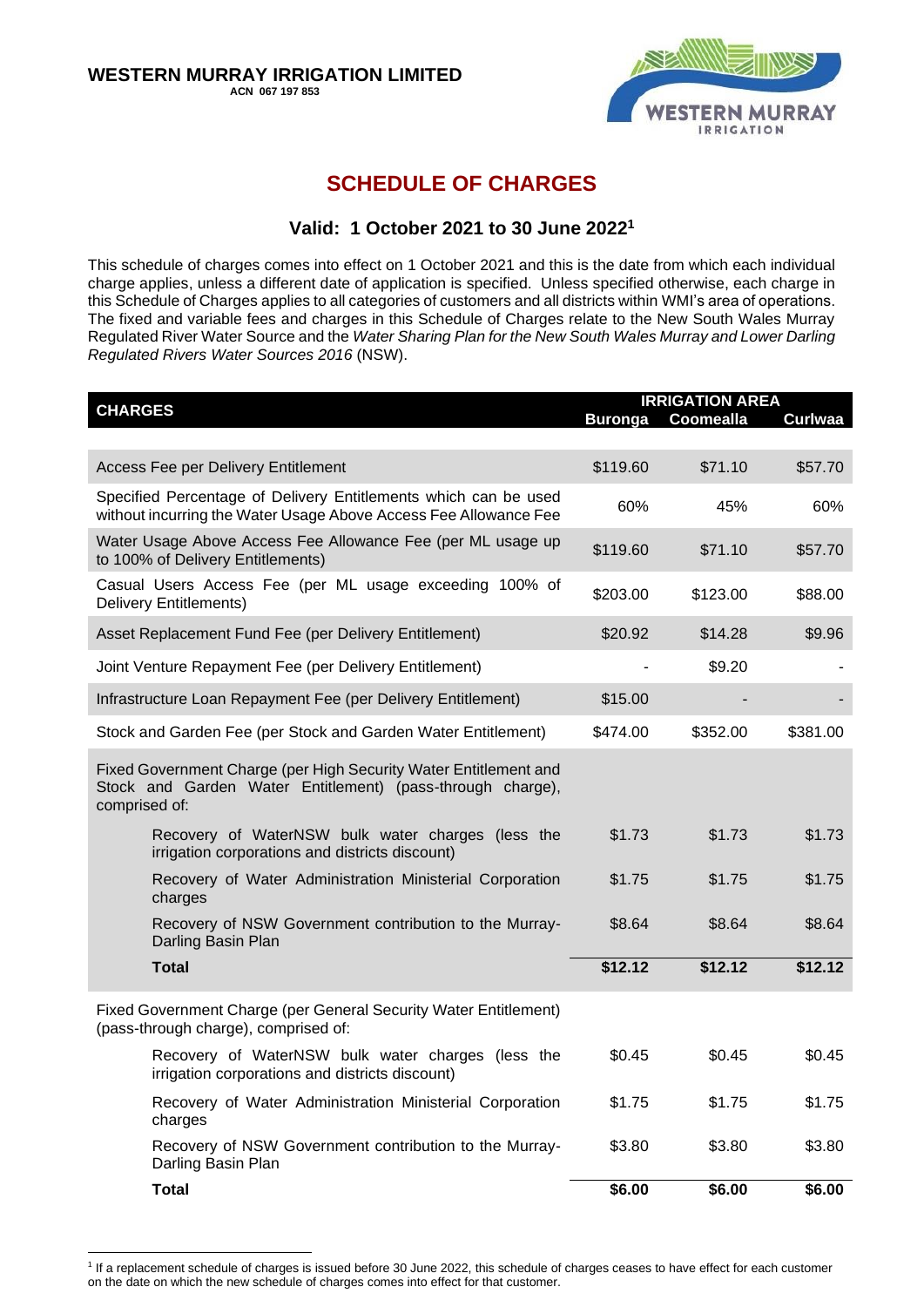**WESTERN MURRAY IRRIGATION LIMITED**
**ACN 067 197 853**

# SCHEDULE OF CHARGES

## Valid: 1 October 2021 to 30 June 2022[1]

This schedule of charges comes into effect on 1 October 2021 and this is the date from which each individual charge applies, unless a different date of application is specified. Unless specified otherwise, each charge in this Schedule of Charges applies to all categories of customers and all districts within WMI's area of operations. The fixed and variable fees and charges in this Schedule of Charges relate to the New South Wales Murray Regulated River Water Source and the *Water Sharing Plan for the New South Wales Murray and Lower Darling Regulated Rivers Water Sources 2016* (NSW).

| CHARGES | IRRIGATION AREA | | |
|---|---|---|---|
| | Buronga | Coomealla | Curlwaa |
| Access Fee per Delivery Entitlement | $119.60 | $71.10 | $57.70 |
| Specified Percentage of Delivery Entitlements which can be used without incurring the Water Usage Above Access Fee Allowance Fee | 60% | 45% | 60% |
| Water Usage Above Access Fee Allowance Fee (per ML usage up to 100% of Delivery Entitlements) | $119.60 | $71.10 | $57.70 |
| Casual Users Access Fee (per ML usage exceeding 100% of Delivery Entitlements) | $203.00 | $123.00 | $88.00 |
| Asset Replacement Fund Fee (per Delivery Entitlement) | $20.92 | $14.28 | $9.96 |
| Joint Venture Repayment Fee (per Delivery Entitlement) | - | $9.20 | - |
| Infrastructure Loan Repayment Fee (per Delivery Entitlement) | $15.00 | - | - |
| Stock and Garden Fee (per Stock and Garden Water Entitlement) | $474.00 | $352.00 | $381.00 |
| Fixed Government Charge (per High Security Water Entitlement and Stock and Garden Water Entitlement) (pass-through charge), comprised of: | | | |
| Recovery of WaterNSW bulk water charges (less the irrigation corporations and districts discount) | $1.73 | $1.73 | $1.73 |
| Recovery of Water Administration Ministerial Corporation charges | $1.75 | $1.75 | $1.75 |
| Recovery of NSW Government contribution to the Murray-Darling Basin Plan | $8.64 | $8.64 | $8.64 |
| **Total** | **$12.12** | **$12.12** | **$12.12** |
| Fixed Government Charge (per General Security Water Entitlement) (pass-through charge), comprised of: | | | |
| Recovery of WaterNSW bulk water charges (less the irrigation corporations and districts discount) | $0.45 | $0.45 | $0.45 |
| Recovery of Water Administration Ministerial Corporation charges | $1.75 | $1.75 | $1.75 |
| Recovery of NSW Government contribution to the Murray-Darling Basin Plan | $3.80 | $3.80 | $3.80 |
| **Total** | **$6.00** | **$6.00** | **$6.00** |

[1] If a replacement schedule of charges is issued before 30 June 2022, this schedule of charges ceases to have effect for each customer on the date on which the new schedule of charges comes into effect for that customer.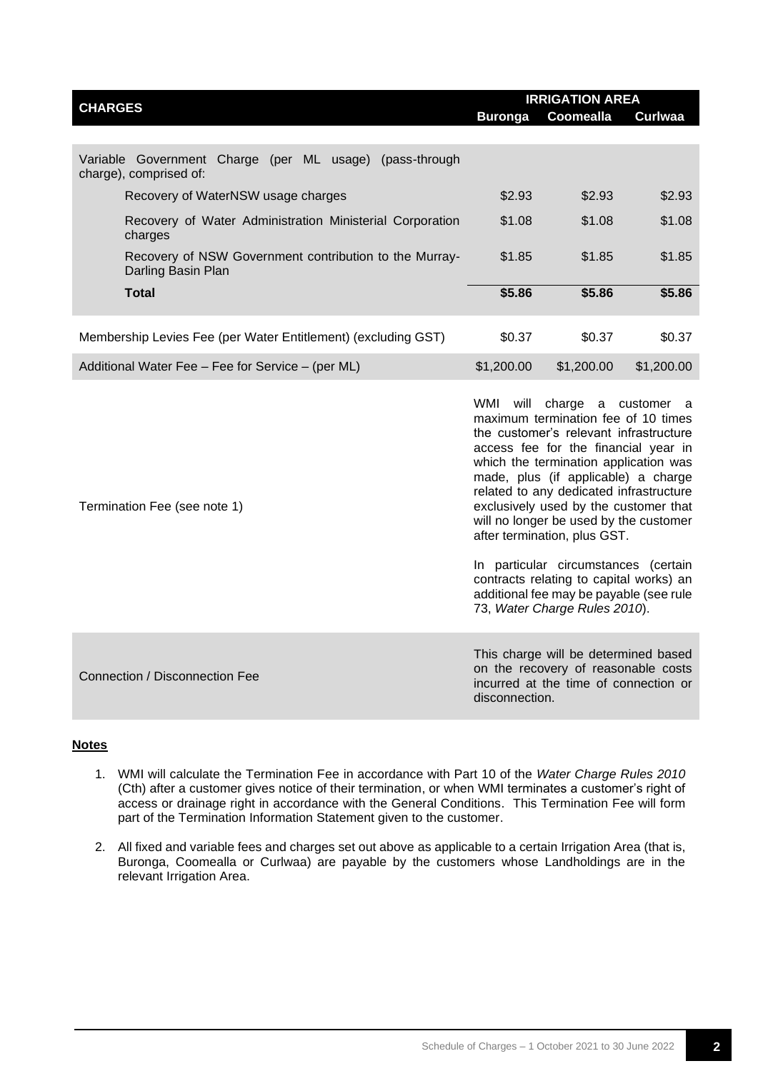| CHARGES | IRRIGATION AREA | | |
|---|---|---|---|
| | **Buronga** | **Coomealla** | **Curlwaa** |
| Variable Government Charge (per ML usage) (pass-through charge), comprised of: | | | |
| Recovery of WaterNSW usage charges | $2.93 | $2.93 | $2.93 |
| Recovery of Water Administration Ministerial Corporation charges | $1.08 | $1.08 | $1.08 |
| Recovery of NSW Government contribution to the Murray-Darling Basin Plan | $1.85 | $1.85 | $1.85 |
| **Total** | **$5.86** | **$5.86** | **$5.86** |
| Membership Levies Fee (per Water Entitlement) (excluding GST) | $0.37 | $0.37 | $0.37 |
| Additional Water Fee – Fee for Service – (per ML) | $1,200.00 | $1,200.00 | $1,200.00 |
| Termination Fee (see note 1) | WMI will charge a customer a maximum termination fee of 10 times the customer's relevant infrastructure access fee for the financial year in which the termination application was made, plus (if applicable) a charge related to any dedicated infrastructure exclusively used by the customer that will no longer be used by the customer after termination, plus GST. In particular circumstances (certain contracts relating to capital works) an additional fee may be payable (see rule 73, *Water Charge Rules 2010*). | | |
| Connection / Disconnection Fee | This charge will be determined based on the recovery of reasonable costs incurred at the time of connection or disconnection. | | |

**Notes**

1. WMI will calculate the Termination Fee in accordance with Part 10 of the *Water Charge Rules 2010* (Cth) after a customer gives notice of their termination, or when WMI terminates a customer's right of access or drainage right in accordance with the General Conditions. This Termination Fee will form part of the Termination Information Statement given to the customer.

2. All fixed and variable fees and charges set out above as applicable to a certain Irrigation Area (that is, Buronga, Coomealla or Curlwaa) are payable by the customers whose Landholdings are in the relevant Irrigation Area.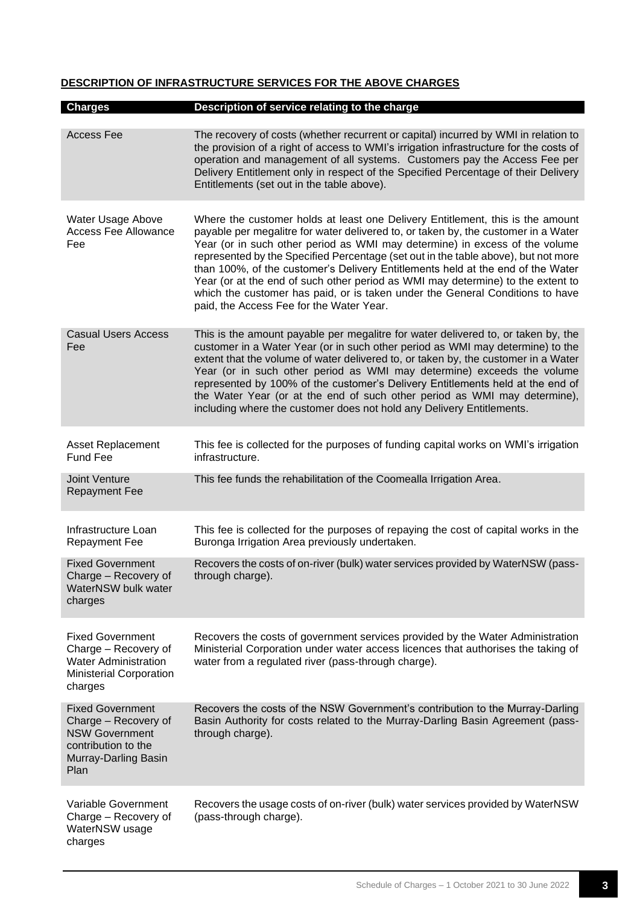## DESCRIPTION OF INFRASTRUCTURE SERVICES FOR THE ABOVE CHARGES

| Charges | Description of service relating to the charge |
|---|---|
| Access Fee | The recovery of costs (whether recurrent or capital) incurred by WMI in relation to the provision of a right of access to WMI's irrigation infrastructure for the costs of operation and management of all systems. Customers pay the Access Fee per Delivery Entitlement only in respect of the Specified Percentage of their Delivery Entitlements (set out in the table above). |
| Water Usage Above Access Fee Allowance Fee | Where the customer holds at least one Delivery Entitlement, this is the amount payable per megalitre for water delivered to, or taken by, the customer in a Water Year (or in such other period as WMI may determine) in excess of the volume represented by the Specified Percentage (set out in the table above), but not more than 100%, of the customer's Delivery Entitlements held at the end of the Water Year (or at the end of such other period as WMI may determine) to the extent to which the customer has paid, or is taken under the General Conditions to have paid, the Access Fee for the Water Year. |
| Casual Users Access Fee | This is the amount payable per megalitre for water delivered to, or taken by, the customer in a Water Year (or in such other period as WMI may determine) to the extent that the volume of water delivered to, or taken by, the customer in a Water Year (or in such other period as WMI may determine) exceeds the volume represented by 100% of the customer's Delivery Entitlements held at the end of the Water Year (or at the end of such other period as WMI may determine), including where the customer does not hold any Delivery Entitlements. |
| Asset Replacement Fund Fee | This fee is collected for the purposes of funding capital works on WMI's irrigation infrastructure. |
| Joint Venture Repayment Fee | This fee funds the rehabilitation of the Coomealla Irrigation Area. |
| Infrastructure Loan Repayment Fee | This fee is collected for the purposes of repaying the cost of capital works in the Buronga Irrigation Area previously undertaken. |
| Fixed Government Charge – Recovery of WaterNSW bulk water charges | Recovers the costs of on-river (bulk) water services provided by WaterNSW (pass-through charge). |
| Fixed Government Charge – Recovery of Water Administration Ministerial Corporation charges | Recovers the costs of government services provided by the Water Administration Ministerial Corporation under water access licences that authorises the taking of water from a regulated river (pass-through charge). |
| Fixed Government Charge – Recovery of NSW Government contribution to the Murray-Darling Basin Plan | Recovers the costs of the NSW Government's contribution to the Murray-Darling Basin Authority for costs related to the Murray-Darling Basin Agreement (pass-through charge). |
| Variable Government Charge – Recovery of WaterNSW usage charges | Recovers the usage costs of on-river (bulk) water services provided by WaterNSW (pass-through charge). |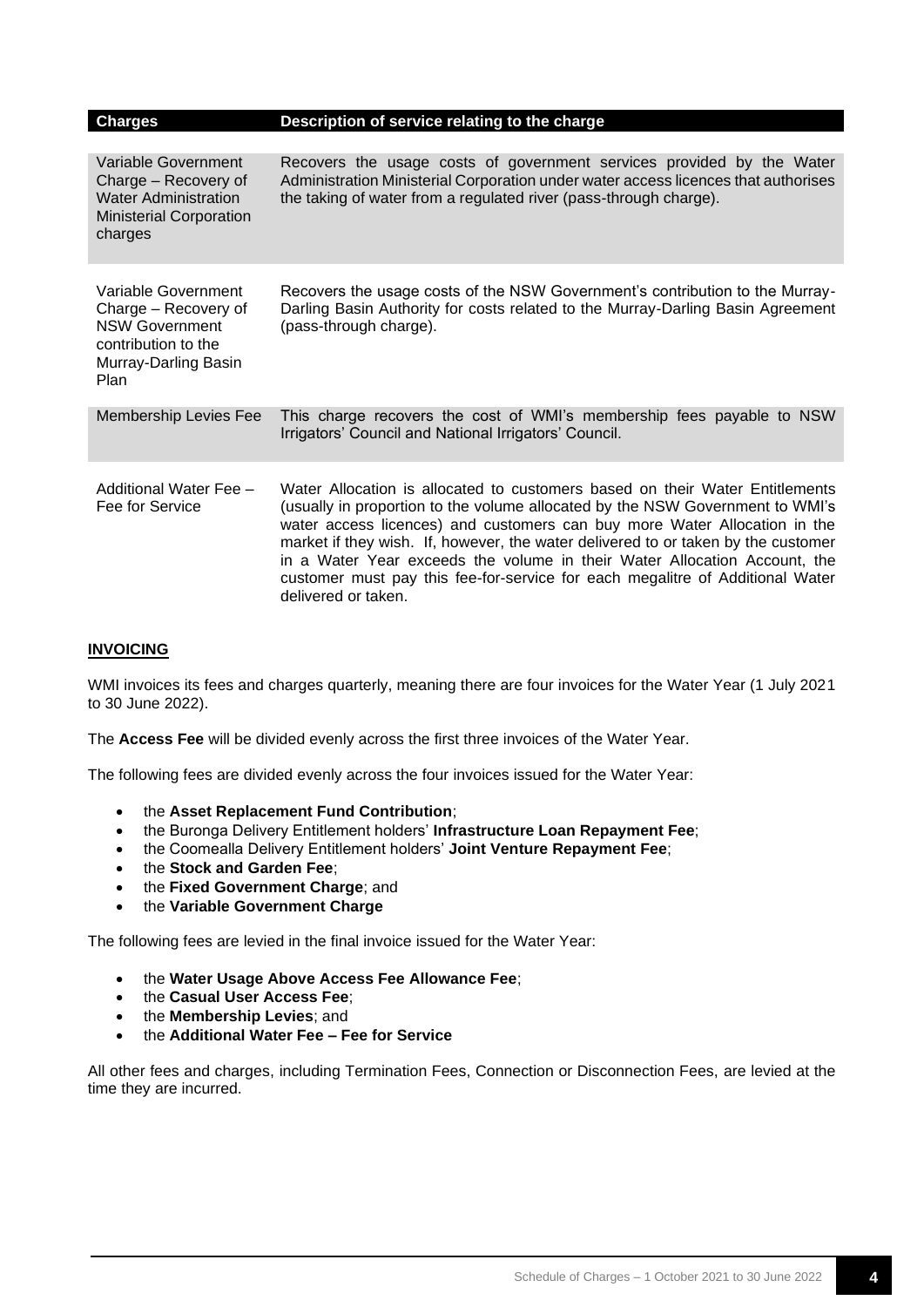| Charges | Description of service relating to the charge |
|---|---|
| Variable Government Charge – Recovery of Water Administration Ministerial Corporation charges | Recovers the usage costs of government services provided by the Water Administration Ministerial Corporation under water access licences that authorises the taking of water from a regulated river (pass-through charge). |
| Variable Government Charge – Recovery of NSW Government contribution to the Murray-Darling Basin Plan | Recovers the usage costs of the NSW Government's contribution to the Murray-Darling Basin Authority for costs related to the Murray-Darling Basin Agreement (pass-through charge). |
| Membership Levies Fee | This charge recovers the cost of WMI's membership fees payable to NSW Irrigators' Council and National Irrigators' Council. |
| Additional Water Fee – Fee for Service | Water Allocation is allocated to customers based on their Water Entitlements (usually in proportion to the volume allocated by the NSW Government to WMI's water access licences) and customers can buy more Water Allocation in the market if they wish. If, however, the water delivered to or taken by the customer in a Water Year exceeds the volume in their Water Allocation Account, the customer must pay this fee-for-service for each megalitre of Additional Water delivered or taken. |

## INVOICING

WMI invoices its fees and charges quarterly, meaning there are four invoices for the Water Year (1 July 2021 to 30 June 2022).

The **Access Fee** will be divided evenly across the first three invoices of the Water Year.

The following fees are divided evenly across the four invoices issued for the Water Year:

- the **Asset Replacement Fund Contribution**;
- the Buronga Delivery Entitlement holders' **Infrastructure Loan Repayment Fee**;
- the Coomealla Delivery Entitlement holders' **Joint Venture Repayment Fee**;
- the **Stock and Garden Fee**;
- the **Fixed Government Charge**; and
- the **Variable Government Charge**

The following fees are levied in the final invoice issued for the Water Year:

- the **Water Usage Above Access Fee Allowance Fee**;
- the **Casual User Access Fee**;
- the **Membership Levies**; and
- the **Additional Water Fee – Fee for Service**

All other fees and charges, including Termination Fees, Connection or Disconnection Fees, are levied at the time they are incurred.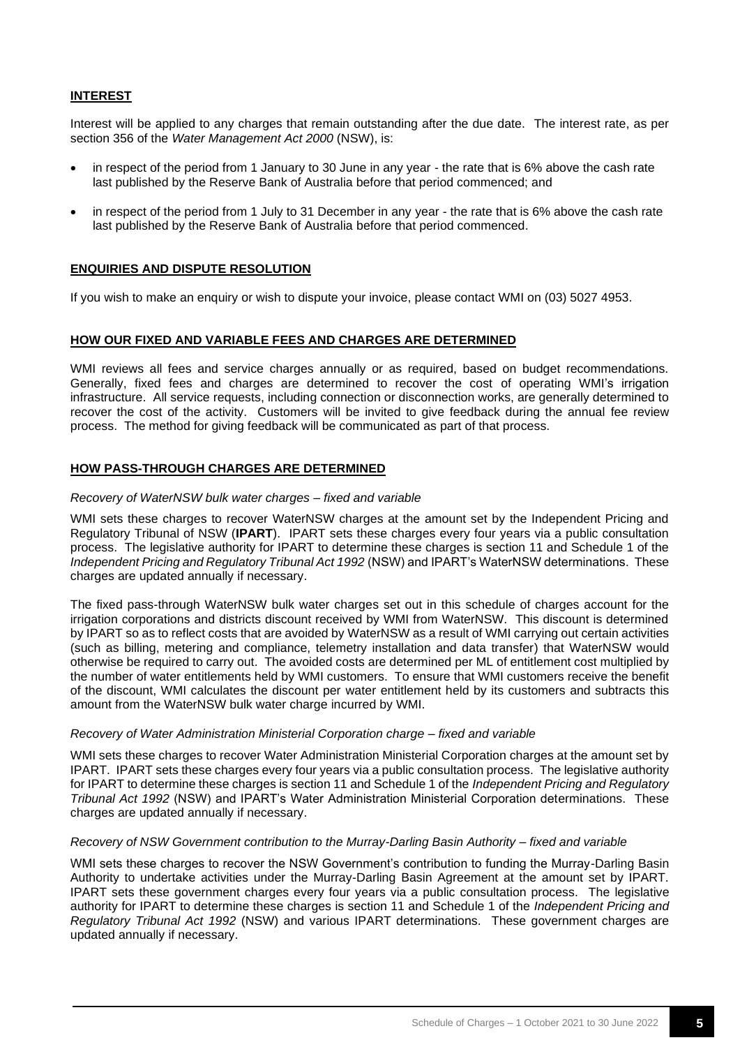## INTEREST

Interest will be applied to any charges that remain outstanding after the due date. The interest rate, as per section 356 of the *Water Management Act 2000* (NSW), is:

- in respect of the period from 1 January to 30 June in any year - the rate that is 6% above the cash rate last published by the Reserve Bank of Australia before that period commenced; and
- in respect of the period from 1 July to 31 December in any year - the rate that is 6% above the cash rate last published by the Reserve Bank of Australia before that period commenced.

## ENQUIRIES AND DISPUTE RESOLUTION

If you wish to make an enquiry or wish to dispute your invoice, please contact WMI on (03) 5027 4953.

## HOW OUR FIXED AND VARIABLE FEES AND CHARGES ARE DETERMINED

WMI reviews all fees and service charges annually or as required, based on budget recommendations. Generally, fixed fees and charges are determined to recover the cost of operating WMI's irrigation infrastructure. All service requests, including connection or disconnection works, are generally determined to recover the cost of the activity. Customers will be invited to give feedback during the annual fee review process. The method for giving feedback will be communicated as part of that process.

## HOW PASS-THROUGH CHARGES ARE DETERMINED

*Recovery of WaterNSW bulk water charges – fixed and variable*

WMI sets these charges to recover WaterNSW charges at the amount set by the Independent Pricing and Regulatory Tribunal of NSW (**IPART**). IPART sets these charges every four years via a public consultation process. The legislative authority for IPART to determine these charges is section 11 and Schedule 1 of the *Independent Pricing and Regulatory Tribunal Act 1992* (NSW) and IPART's WaterNSW determinations. These charges are updated annually if necessary.

The fixed pass-through WaterNSW bulk water charges set out in this schedule of charges account for the irrigation corporations and districts discount received by WMI from WaterNSW. This discount is determined by IPART so as to reflect costs that are avoided by WaterNSW as a result of WMI carrying out certain activities (such as billing, metering and compliance, telemetry installation and data transfer) that WaterNSW would otherwise be required to carry out. The avoided costs are determined per ML of entitlement cost multiplied by the number of water entitlements held by WMI customers. To ensure that WMI customers receive the benefit of the discount, WMI calculates the discount per water entitlement held by its customers and subtracts this amount from the WaterNSW bulk water charge incurred by WMI.

*Recovery of Water Administration Ministerial Corporation charge – fixed and variable*

WMI sets these charges to recover Water Administration Ministerial Corporation charges at the amount set by IPART. IPART sets these charges every four years via a public consultation process. The legislative authority for IPART to determine these charges is section 11 and Schedule 1 of the *Independent Pricing and Regulatory Tribunal Act 1992* (NSW) and IPART's Water Administration Ministerial Corporation determinations. These charges are updated annually if necessary.

*Recovery of NSW Government contribution to the Murray-Darling Basin Authority – fixed and variable*

WMI sets these charges to recover the NSW Government's contribution to funding the Murray-Darling Basin Authority to undertake activities under the Murray-Darling Basin Agreement at the amount set by IPART. IPART sets these government charges every four years via a public consultation process. The legislative authority for IPART to determine these charges is section 11 and Schedule 1 of the *Independent Pricing and Regulatory Tribunal Act 1992* (NSW) and various IPART determinations. These government charges are updated annually if necessary.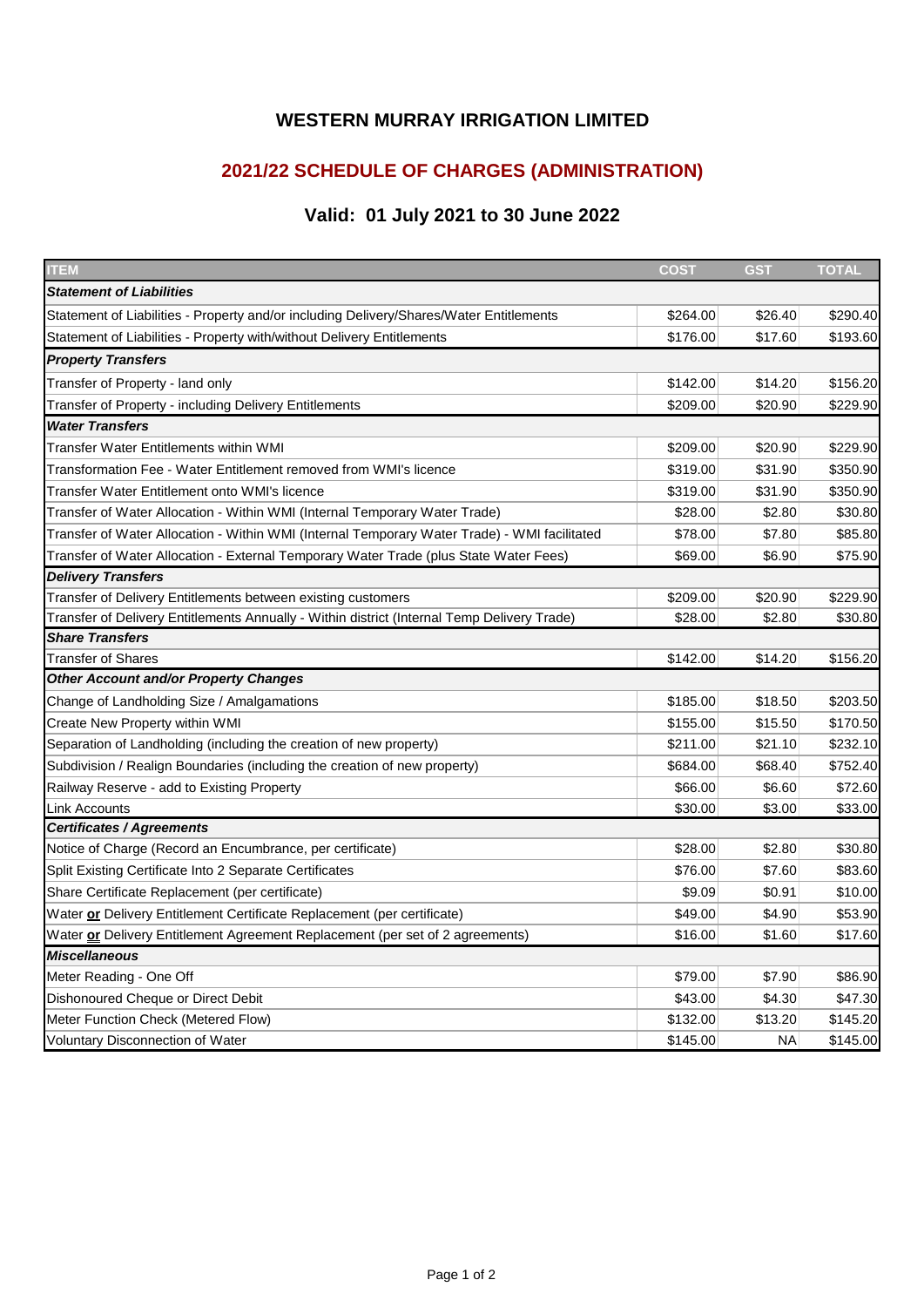# WESTERN MURRAY IRRIGATION LIMITED

## 2021/22 SCHEDULE OF CHARGES (ADMINISTRATION)

### Valid: 01 July 2021 to 30 June 2022

| ITEM | COST | GST | TOTAL |
|---|---|---|---|
| ***Statement of Liabilities*** | | | |
| Statement of Liabilities - Property and/or including Delivery/Shares/Water Entitlements | $264.00 | $26.40 | $290.40 |
| Statement of Liabilities - Property with/without Delivery Entitlements | $176.00 | $17.60 | $193.60 |
| ***Property Transfers*** | | | |
| Transfer of Property - land only | $142.00 | $14.20 | $156.20 |
| Transfer of Property - including Delivery Entitlements | $209.00 | $20.90 | $229.90 |
| ***Water Transfers*** | | | |
| Transfer Water Entitlements within WMI | $209.00 | $20.90 | $229.90 |
| Transformation Fee - Water Entitlement removed from WMI's licence | $319.00 | $31.90 | $350.90 |
| Transfer Water Entitlement onto WMI's licence | $319.00 | $31.90 | $350.90 |
| Transfer of Water Allocation - Within WMI (Internal Temporary Water Trade) | $28.00 | $2.80 | $30.80 |
| Transfer of Water Allocation - Within WMI (Internal Temporary Water Trade) - WMI facilitated | $78.00 | $7.80 | $85.80 |
| Transfer of Water Allocation - External Temporary Water Trade (plus State Water Fees) | $69.00 | $6.90 | $75.90 |
| ***Delivery Transfers*** | | | |
| Transfer of Delivery Entitlements between existing customers | $209.00 | $20.90 | $229.90 |
| Transfer of Delivery Entitlements Annually - Within district (Internal Temp Delivery Trade) | $28.00 | $2.80 | $30.80 |
| ***Share Transfers*** | | | |
| Transfer of Shares | $142.00 | $14.20 | $156.20 |
| ***Other Account and/or Property Changes*** | | | |
| Change of Landholding Size / Amalgamations | $185.00 | $18.50 | $203.50 |
| Create New Property within WMI | $155.00 | $15.50 | $170.50 |
| Separation of Landholding (including the creation of new property) | $211.00 | $21.10 | $232.10 |
| Subdivision / Realign Boundaries (including the creation of new property) | $684.00 | $68.40 | $752.40 |
| Railway Reserve - add to Existing Property | $66.00 | $6.60 | $72.60 |
| Link Accounts | $30.00 | $3.00 | $33.00 |
| ***Certificates / Agreements*** | | | |
| Notice of Charge (Record an Encumbrance, per certificate) | $28.00 | $2.80 | $30.80 |
| Split Existing Certificate Into 2 Separate Certificates | $76.00 | $7.60 | $83.60 |
| Share Certificate Replacement (per certificate) | $9.09 | $0.91 | $10.00 |
| Water **or** Delivery Entitlement Certificate Replacement (per certificate) | $49.00 | $4.90 | $53.90 |
| Water **or** Delivery Entitlement Agreement Replacement (per set of 2 agreements) | $16.00 | $1.60 | $17.60 |
| ***Miscellaneous*** | | | |
| Meter Reading - One Off | $79.00 | $7.90 | $86.90 |
| Dishonoured Cheque or Direct Debit | $43.00 | $4.30 | $47.30 |
| Meter Function Check (Metered Flow) | $132.00 | $13.20 | $145.20 |
| Voluntary Disconnection of Water | $145.00 | NA | $145.00 |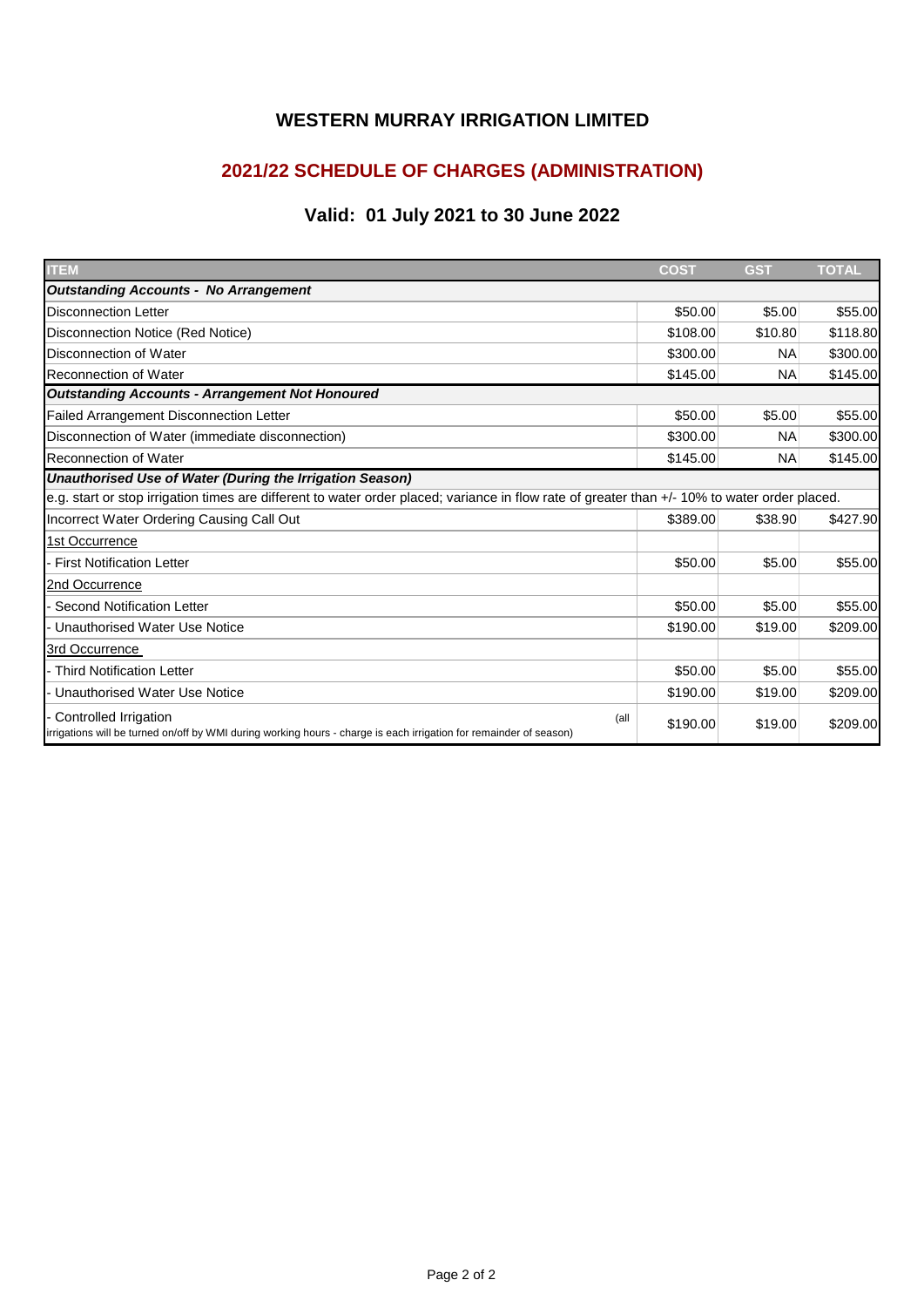# WESTERN MURRAY IRRIGATION LIMITED

## 2021/22 SCHEDULE OF CHARGES (ADMINISTRATION)

### Valid: 01 July 2021 to 30 June 2022

| ITEM | COST | GST | TOTAL |
|---|---|---|---|
| ***Outstanding Accounts - No Arrangement*** | | | |
| Disconnection Letter | $50.00 | $5.00 | $55.00 |
| Disconnection Notice (Red Notice) | $108.00 | $10.80 | $118.80 |
| Disconnection of Water | $300.00 | NA | $300.00 |
| Reconnection of Water | $145.00 | NA | $145.00 |
| ***Outstanding Accounts - Arrangement Not Honoured*** | | | |
| Failed Arrangement Disconnection Letter | $50.00 | $5.00 | $55.00 |
| Disconnection of Water (immediate disconnection) | $300.00 | NA | $300.00 |
| Reconnection of Water | $145.00 | NA | $145.00 |
| ***Unauthorised Use of Water (During the Irrigation Season)*** | | | |
| e.g. start or stop irrigation times are different to water order placed; variance in flow rate of greater than +/- 10% to water order placed. | | | |
| Incorrect Water Ordering Causing Call Out | $389.00 | $38.90 | $427.90 |
| 1st Occurrence | | | |
| - First Notification Letter | $50.00 | $5.00 | $55.00 |
| 2nd Occurrence | | | |
| - Second Notification Letter | $50.00 | $5.00 | $55.00 |
| - Unauthorised Water Use Notice | $190.00 | $19.00 | $209.00 |
| 3rd Occurrence | | | |
| - Third Notification Letter | $50.00 | $5.00 | $55.00 |
| - Unauthorised Water Use Notice | $190.00 | $19.00 | $209.00 |
| - Controlled Irrigation (all irrigations will be turned on/off by WMI during working hours - charge is each irrigation for remainder of season) | $190.00 | $19.00 | $209.00 |